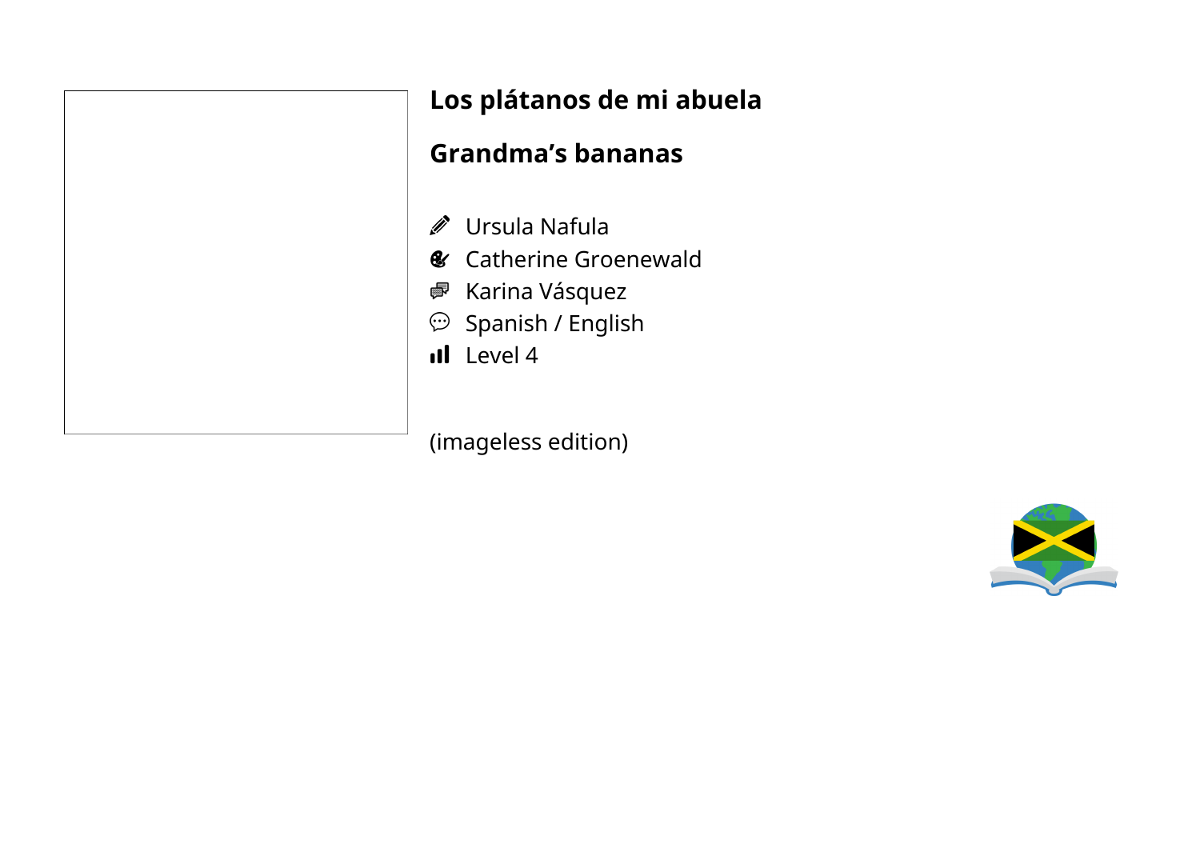# Los plátanos de mi abuela

# Grandma’s bananas

- Ursula Nafula
- Catherine Groenewald
- Karina Vásquez
- Spanish / English
- Level 4

(imageless edition)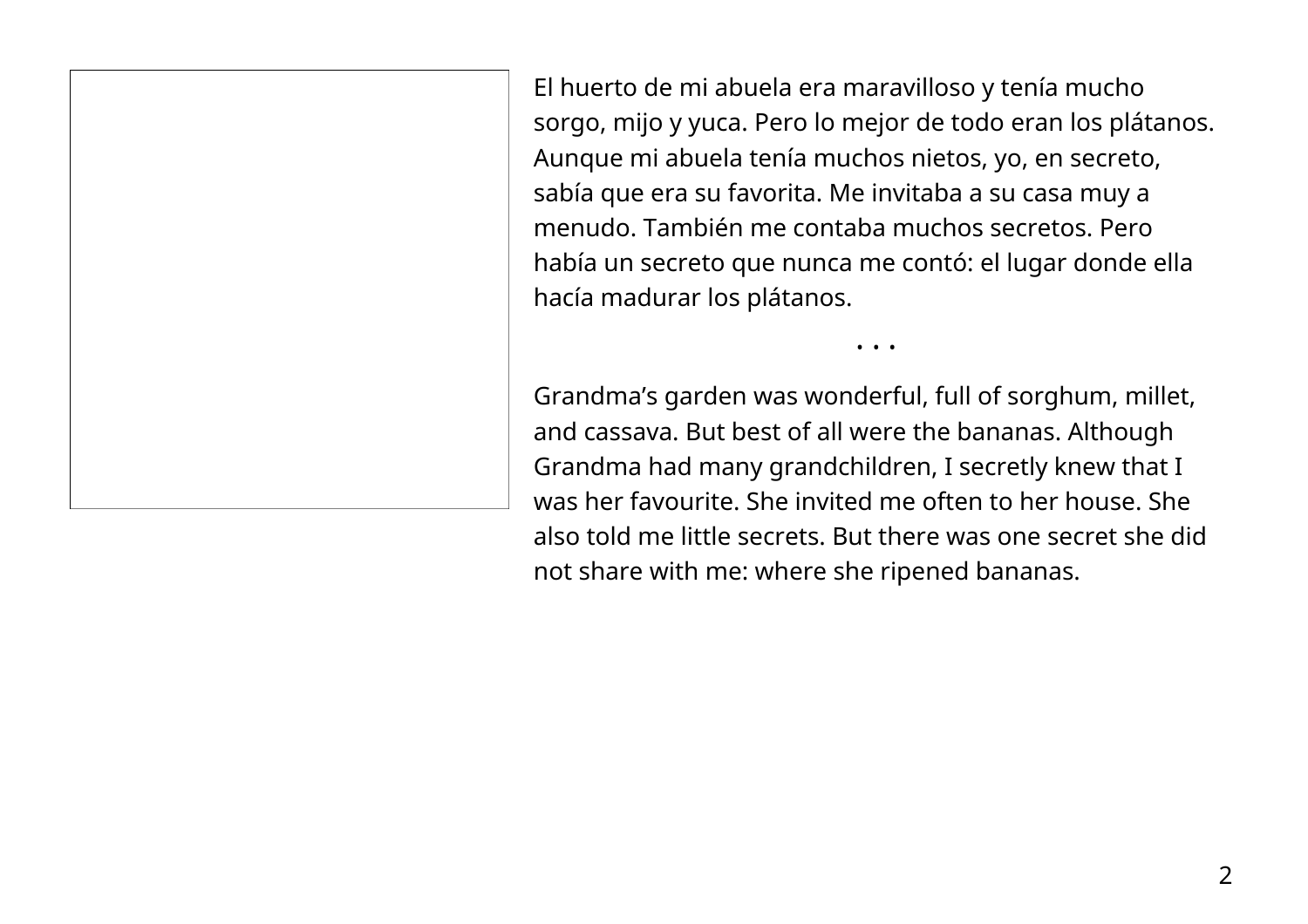El huerto de mi abuela era maravilloso y tenía mucho sorgo, mijo y yuca. Pero lo mejor de todo eran los plátanos. Aunque mi abuela tenía muchos nietos, yo, en secreto, sabía que era su favorita. Me invitaba a su casa muy a menudo. También me contaba muchos secretos. Pero había un secreto que nunca me contó: el lugar donde ella hacía madurar los plátanos.

• • •

Grandma’s garden was wonderful, full of sorghum, millet, and cassava. But best of all were the bananas. Although Grandma had many grandchildren, I secretly knew that I was her favourite. She invited me often to her house. She also told me little secrets. But there was one secret she did not share with me: where she ripened bananas.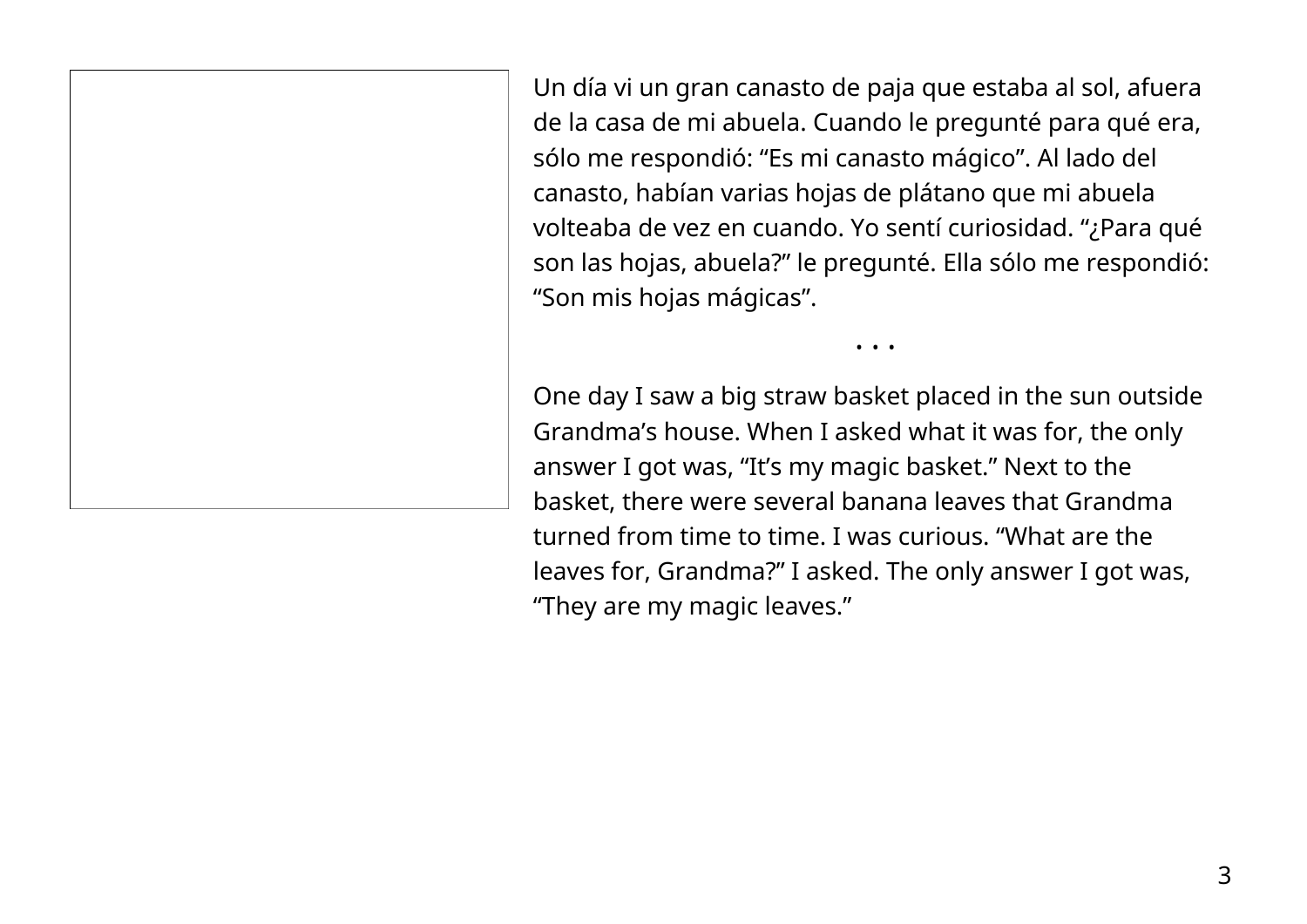Un día vi un gran canasto de paja que estaba al sol, afuera de la casa de mi abuela. Cuando le pregunté para qué era, sólo me respondió: “Es mi canasto mágico”. Al lado del canasto, habían varias hojas de plátano que mi abuela volteaba de vez en cuando. Yo sentí curiosidad. “¿Para qué son las hojas, abuela?” le pregunté. Ella sólo me respondió: “Son mis hojas mágicas”.

• • •

One day I saw a big straw basket placed in the sun outside Grandma’s house. When I asked what it was for, the only answer I got was, “It’s my magic basket.” Next to the basket, there were several banana leaves that Grandma turned from time to time. I was curious. “What are the leaves for, Grandma?” I asked. The only answer I got was, “They are my magic leaves.”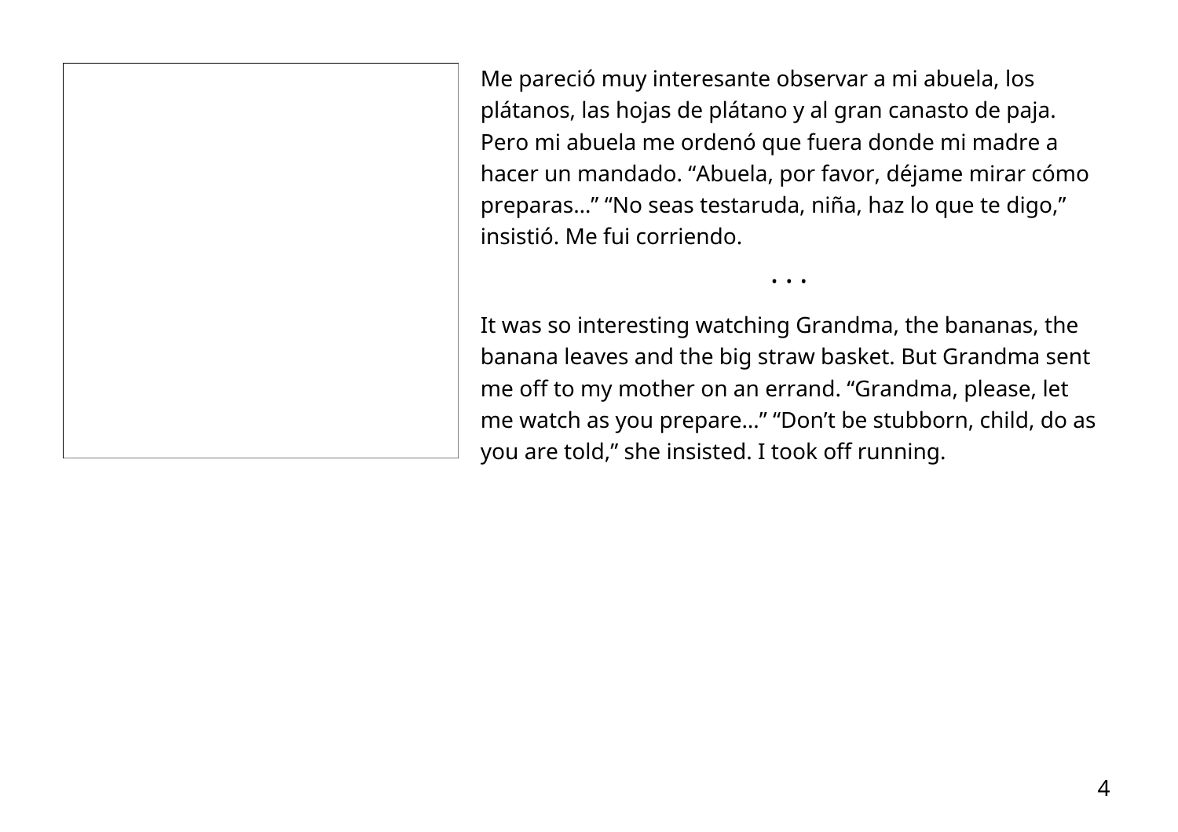Me pareció muy interesante observar a mi abuela, los plátanos, las hojas de plátano y al gran canasto de paja. Pero mi abuela me ordenó que fuera donde mi madre a hacer un mandado. “Abuela, por favor, déjame mirar cómo preparas…” “No seas testaruda, niña, haz lo que te digo,” insistió. Me fui corriendo.

• • •

It was so interesting watching Grandma, the bananas, the banana leaves and the big straw basket. But Grandma sent me off to my mother on an errand. “Grandma, please, let me watch as you prepare…” “Don’t be stubborn, child, do as you are told,” she insisted. I took off running.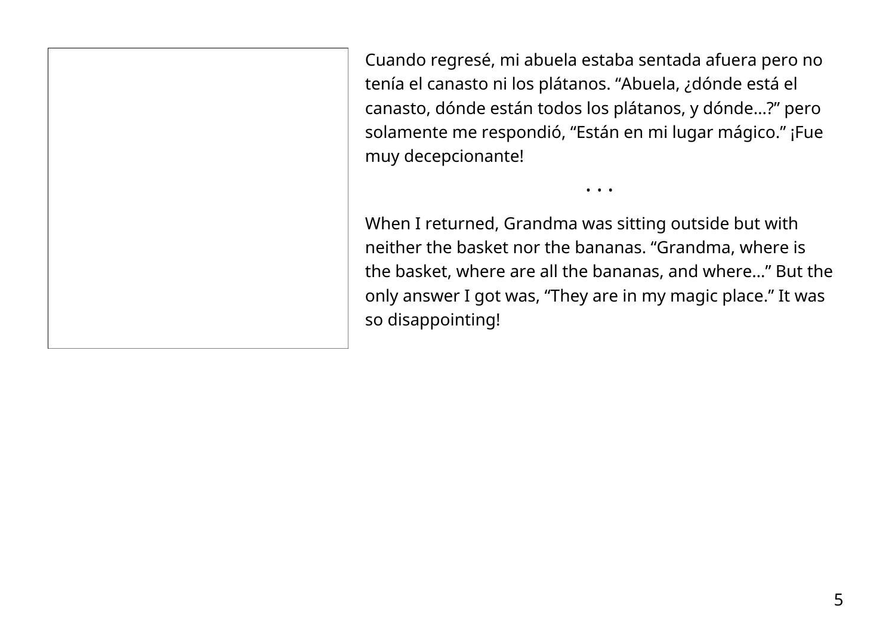Cuando regresé, mi abuela estaba sentada afuera pero no tenía el canasto ni los plátanos. “Abuela, ¿dónde está el canasto, dónde están todos los plátanos, y dónde…?” pero solamente me respondió, “Están en mi lugar mágico.” ¡Fue muy decepcionante!

• • •

When I returned, Grandma was sitting outside but with neither the basket nor the bananas. “Grandma, where is the basket, where are all the bananas, and where…” But the only answer I got was, “They are in my magic place.” It was so disappointing!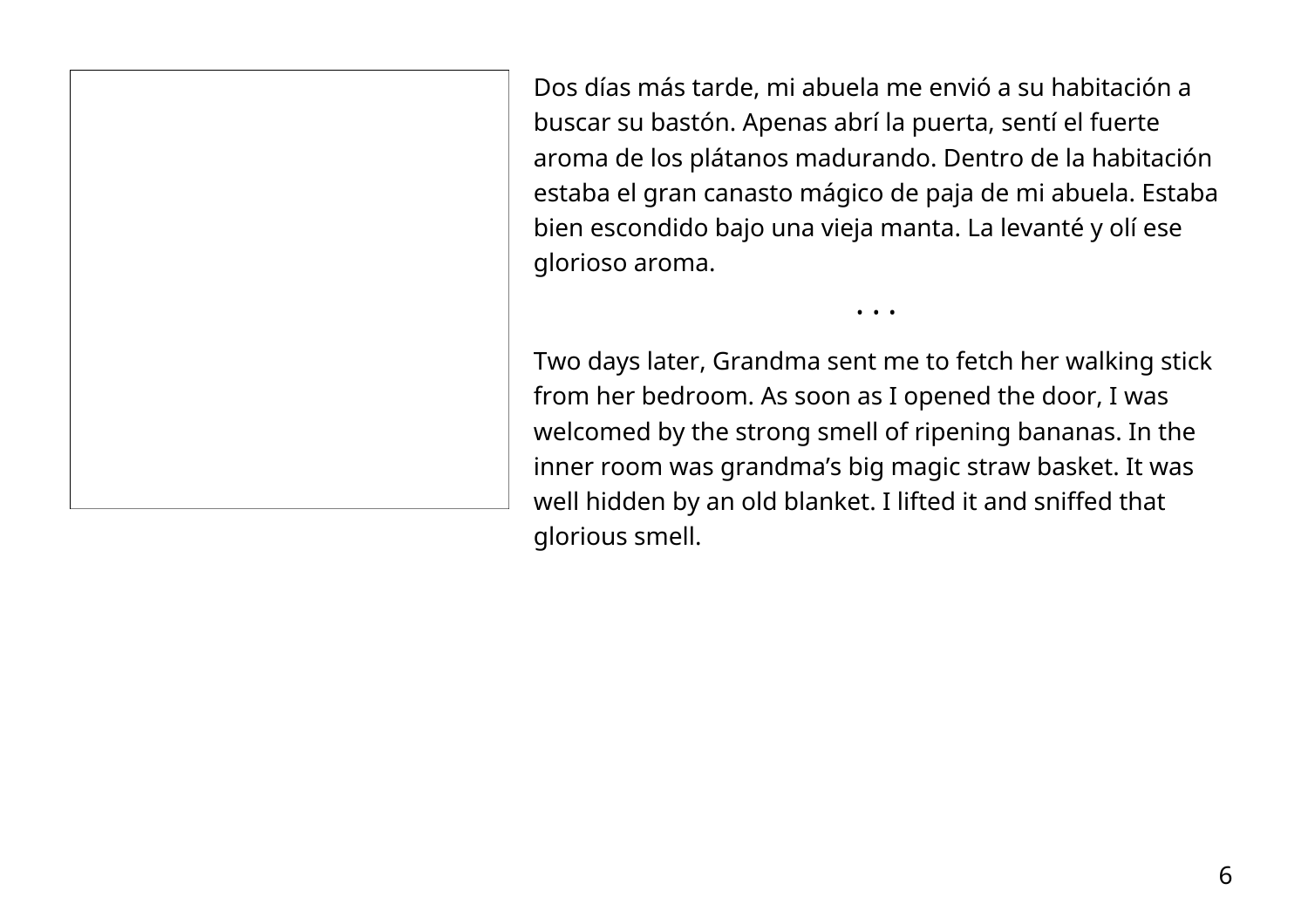Dos días más tarde, mi abuela me envió a su habitación a buscar su bastón. Apenas abrí la puerta, sentí el fuerte aroma de los plátanos madurando. Dentro de la habitación estaba el gran canasto mágico de paja de mi abuela. Estaba bien escondido bajo una vieja manta. La levanté y olí ese glorioso aroma.

• • •

Two days later, Grandma sent me to fetch her walking stick from her bedroom. As soon as I opened the door, I was welcomed by the strong smell of ripening bananas. In the inner room was grandma's big magic straw basket. It was well hidden by an old blanket. I lifted it and sniffed that glorious smell.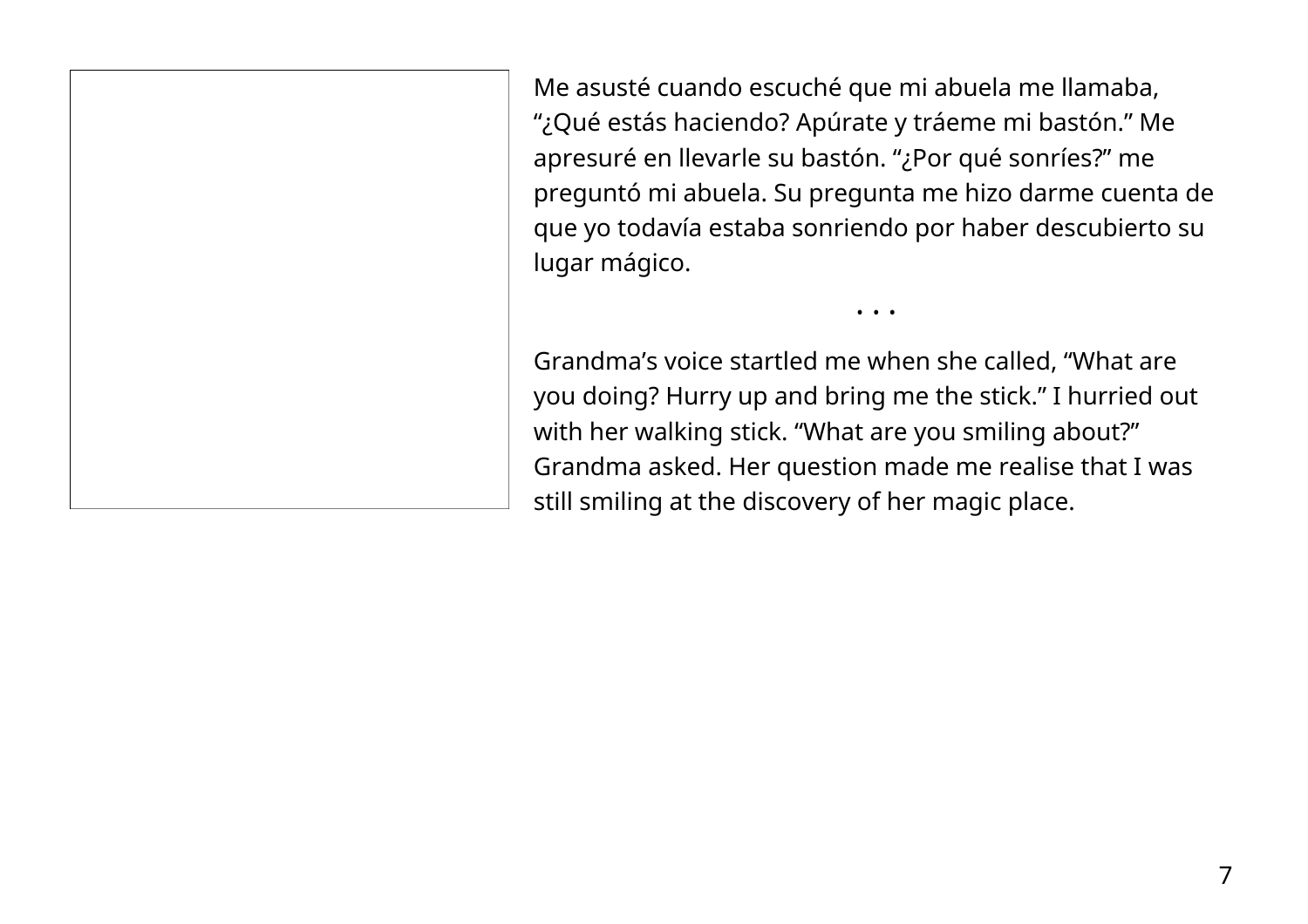Me asusté cuando escuché que mi abuela me llamaba, “¿Qué estás haciendo? Apúrate y tráeme mi bastón.” Me apresuré en llevarle su bastón. “¿Por qué sonríes?” me preguntó mi abuela. Su pregunta me hizo darme cuenta de que yo todavía estaba sonriendo por haber descubierto su lugar mágico.

• • •

Grandma’s voice startled me when she called, “What are you doing? Hurry up and bring me the stick.” I hurried out with her walking stick. “What are you smiling about?” Grandma asked. Her question made me realise that I was still smiling at the discovery of her magic place.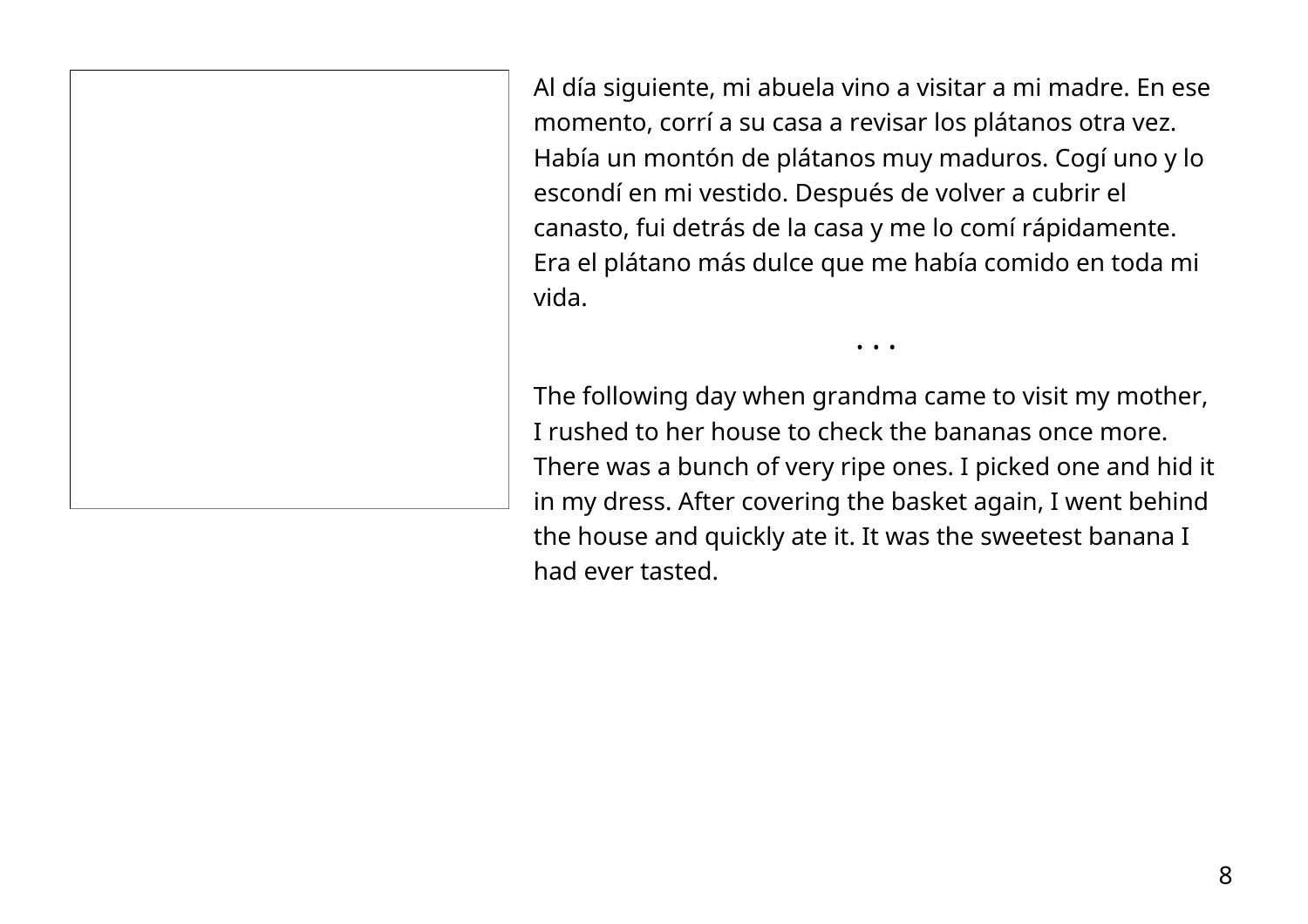Al día siguiente, mi abuela vino a visitar a mi madre. En ese momento, corrí a su casa a revisar los plátanos otra vez. Había un montón de plátanos muy maduros. Cogí uno y lo escondí en mi vestido. Después de volver a cubrir el canasto, fui detrás de la casa y me lo comí rápidamente. Era el plátano más dulce que me había comido en toda mi vida.

• • •

The following day when grandma came to visit my mother, I rushed to her house to check the bananas once more. There was a bunch of very ripe ones. I picked one and hid it in my dress. After covering the basket again, I went behind the house and quickly ate it. It was the sweetest banana I had ever tasted.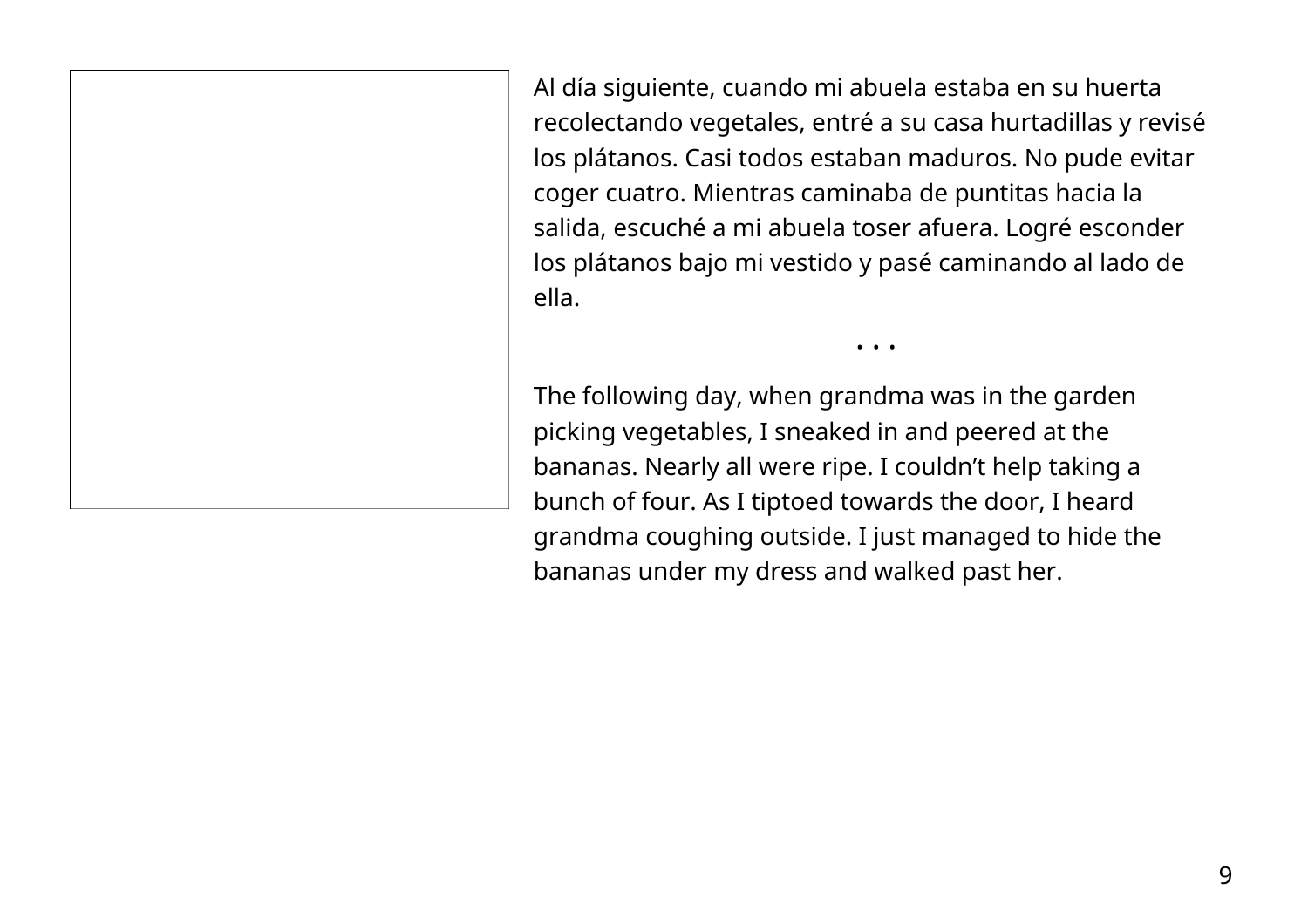Al día siguiente, cuando mi abuela estaba en su huerta recolectando vegetales, entré a su casa hurtadillas y revisé los plátanos. Casi todos estaban maduros. No pude evitar coger cuatro. Mientras caminaba de puntitas hacia la salida, escuché a mi abuela toser afuera. Logré esconder los plátanos bajo mi vestido y pasé caminando al lado de ella.

• • •

The following day, when grandma was in the garden picking vegetables, I sneaked in and peered at the bananas. Nearly all were ripe. I couldn't help taking a bunch of four. As I tiptoed towards the door, I heard grandma coughing outside. I just managed to hide the bananas under my dress and walked past her.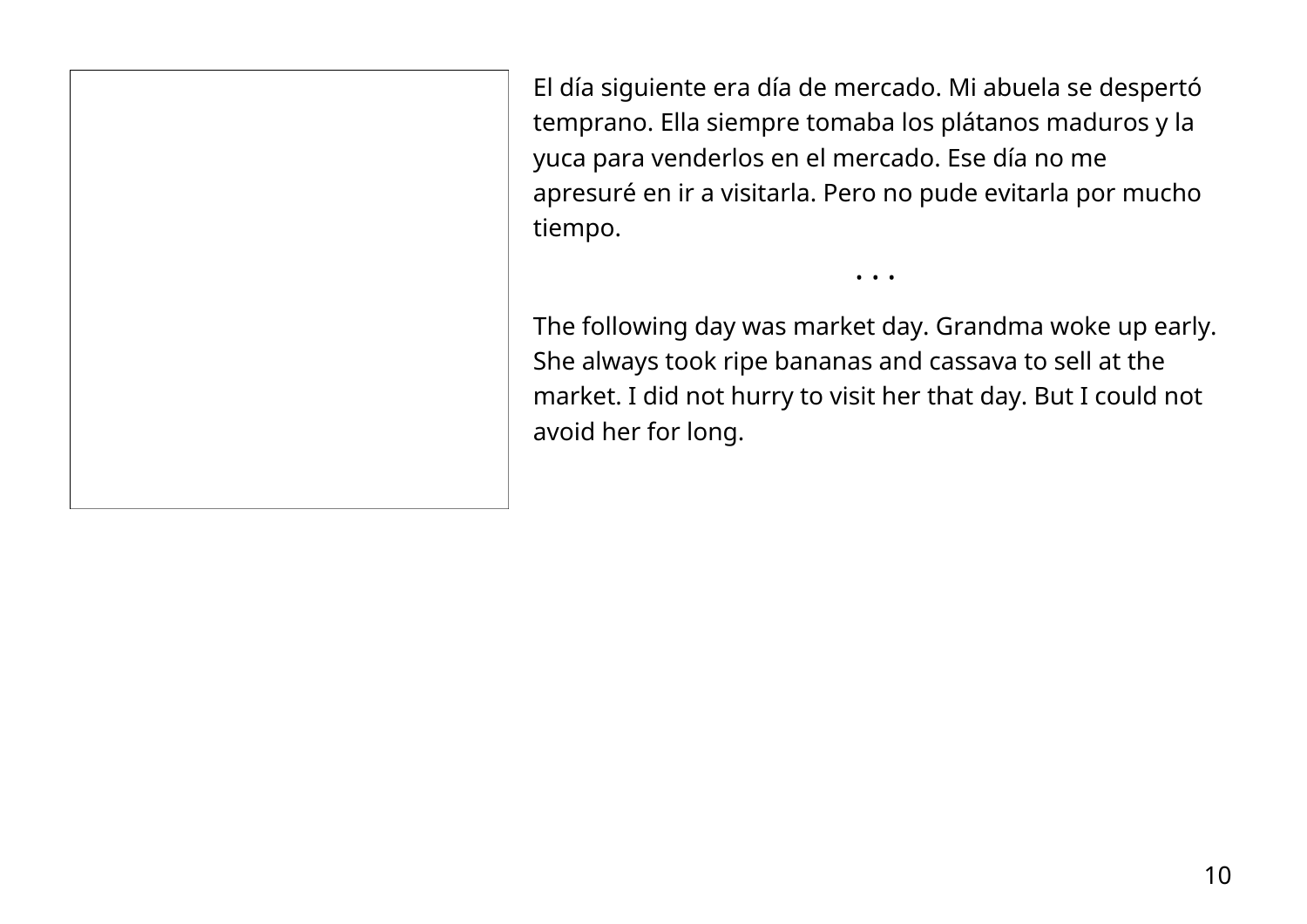El día siguiente era día de mercado. Mi abuela se despertó temprano. Ella siempre tomaba los plátanos maduros y la yuca para venderlos en el mercado. Ese día no me apresuré en ir a visitarla. Pero no pude evitarla por mucho tiempo.

• • •

The following day was market day. Grandma woke up early. She always took ripe bananas and cassava to sell at the market. I did not hurry to visit her that day. But I could not avoid her for long.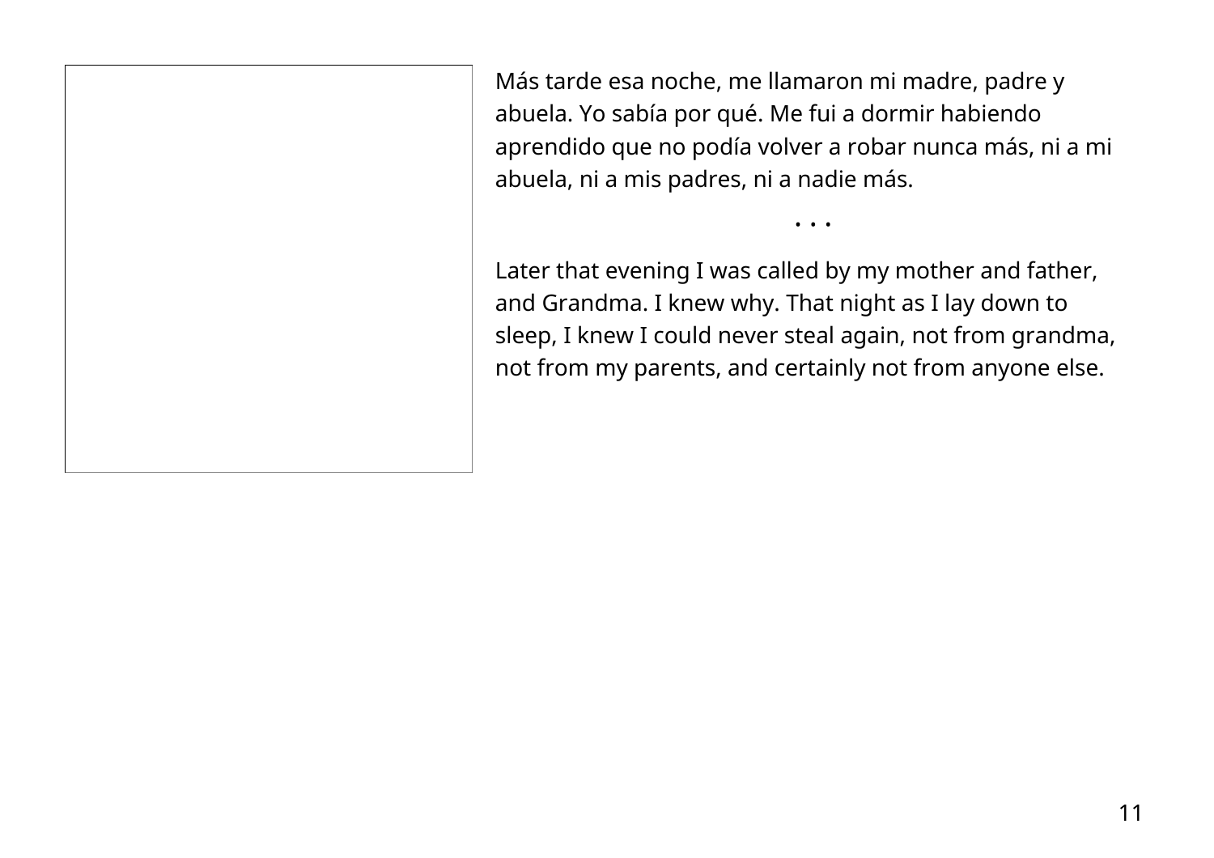Más tarde esa noche, me llamaron mi madre, padre y abuela. Yo sabía por qué. Me fui a dormir habiendo aprendido que no podía volver a robar nunca más, ni a mi abuela, ni a mis padres, ni a nadie más.

. . .

Later that evening I was called by my mother and father, and Grandma. I knew why. That night as I lay down to sleep, I knew I could never steal again, not from grandma, not from my parents, and certainly not from anyone else.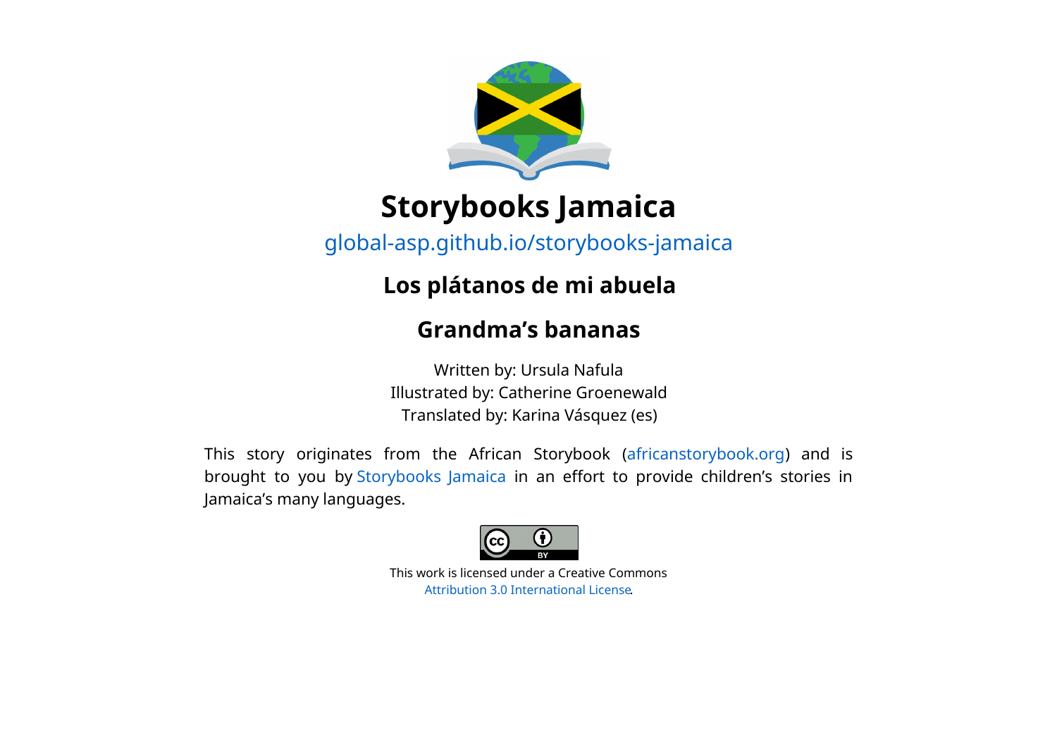# Storybooks Jamaica

global-asp.github.io/storybooks-jamaica

## Los plátanos de mi abuela

## Grandma’s bananas

Written by: Ursula Nafula
Illustrated by: Catherine Groenewald
Translated by: Karina Vásquez (es)

This story originates from the African Storybook (africanstorybook.org) and is brought to you by Storybooks Jamaica in an effort to provide children’s stories in Jamaica’s many languages.

This work is licensed under a Creative Commons Attribution 3.0 International License.